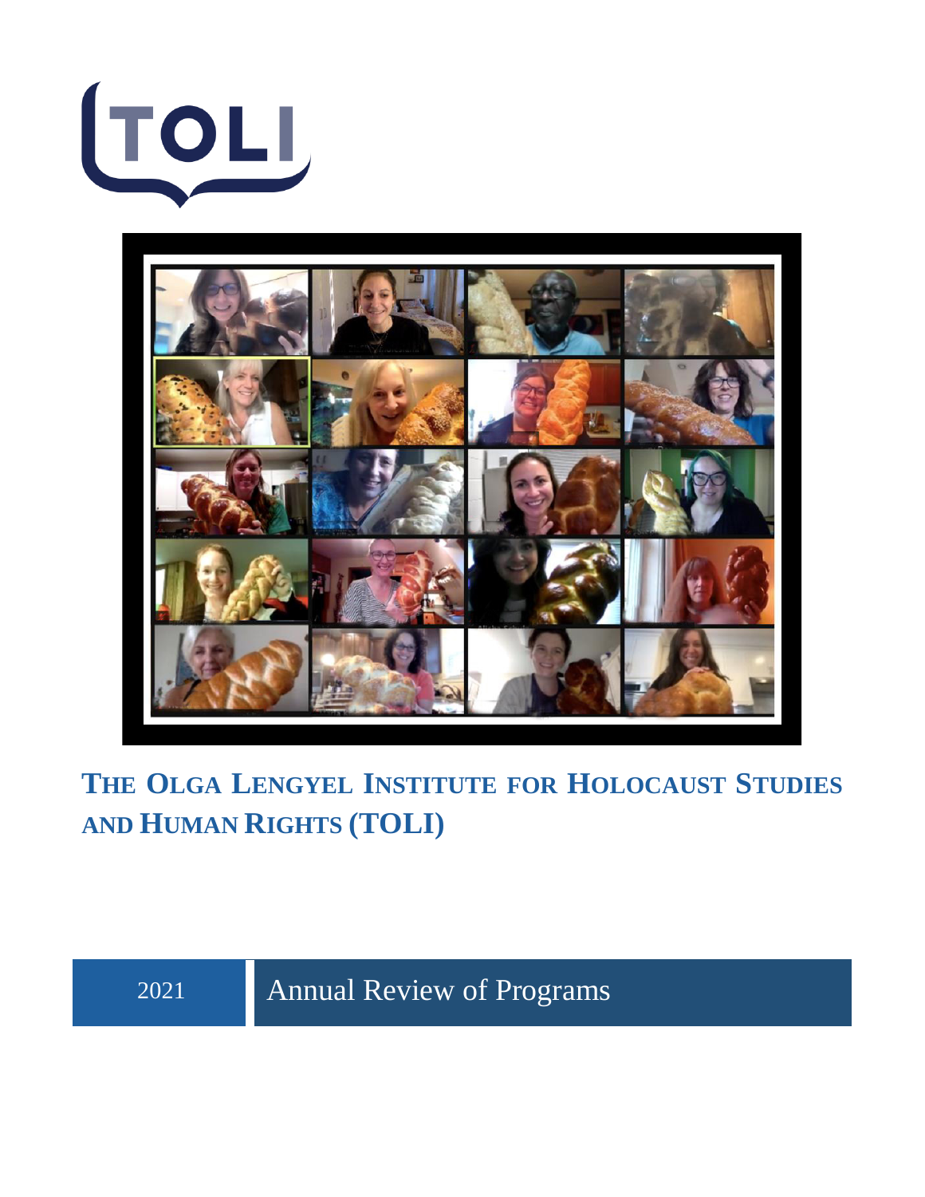TOLI

# THE OLGA LENGYEL INSTITUTE FOR HOLOCAUST STUDIES AND HUMAN RIGHTS (TOLI)

2021 Annual Review of Programs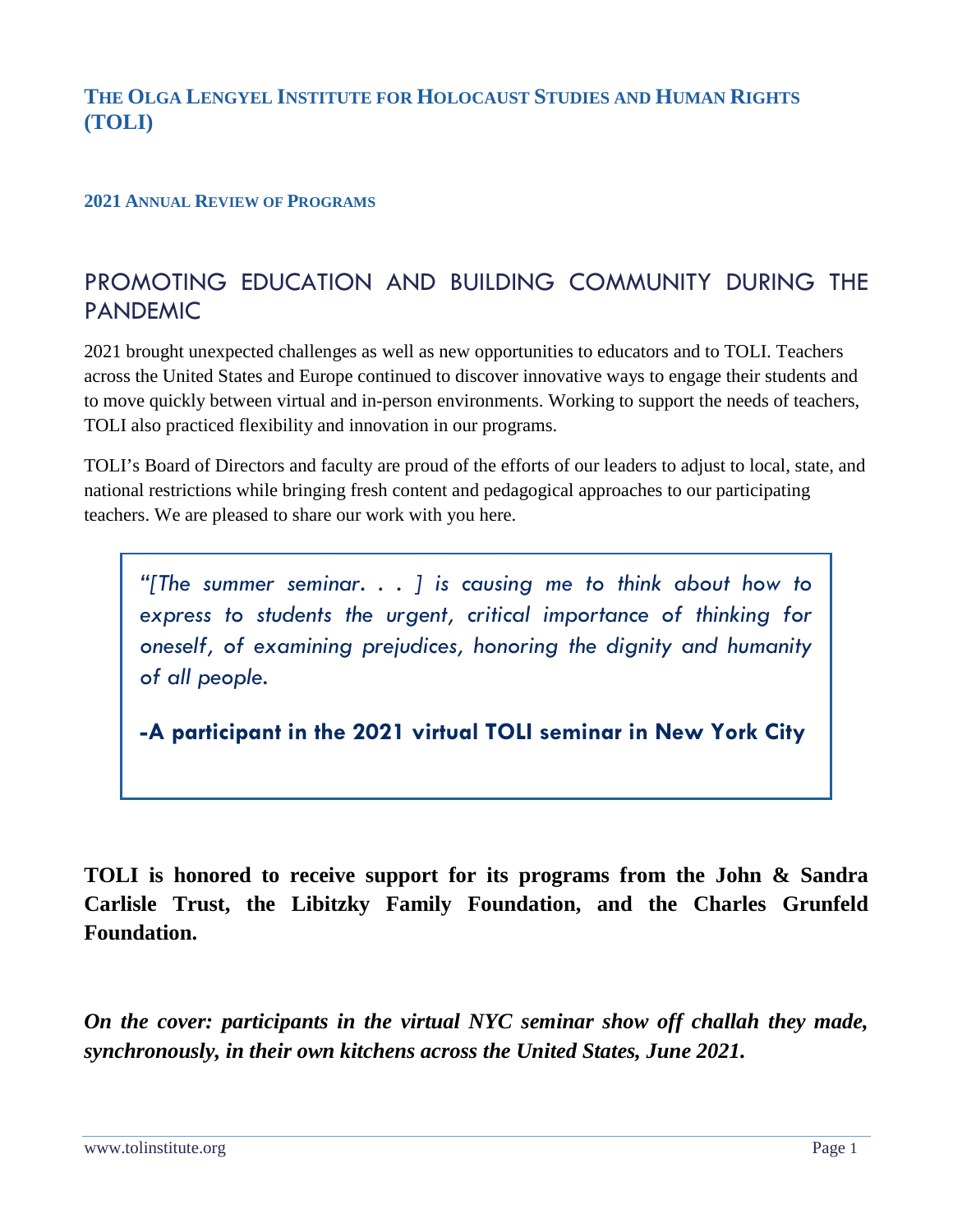# THE OLGA LENGYEL INSTITUTE FOR HOLOCAUST STUDIES AND HUMAN RIGHTS (TOLI)

### 2021 ANNUAL REVIEW OF PROGRAMS

## PROMOTING EDUCATION AND BUILDING COMMUNITY DURING THE PANDEMIC

2021 brought unexpected challenges as well as new opportunities to educators and to TOLI. Teachers across the United States and Europe continued to discover innovative ways to engage their students and to move quickly between virtual and in-person environments. Working to support the needs of teachers, TOLI also practiced flexibility and innovation in our programs.

TOLI's Board of Directors and faculty are proud of the efforts of our leaders to adjust to local, state, and national restrictions while bringing fresh content and pedagogical approaches to our participating teachers. We are pleased to share our work with you here.

> *"[The summer seminar. . . ] is causing me to think about how to express to students the urgent, critical importance of thinking for oneself, of examining prejudices, honoring the dignity and humanity of all people.*
>
> **-A participant in the 2021 virtual TOLI seminar in New York City**

**TOLI is honored to receive support for its programs from the John & Sandra Carlisle Trust, the Libitzky Family Foundation, and the Charles Grunfeld Foundation.**

***On the cover: participants in the virtual NYC seminar show off challah they made, synchronously, in their own kitchens across the United States, June 2021.***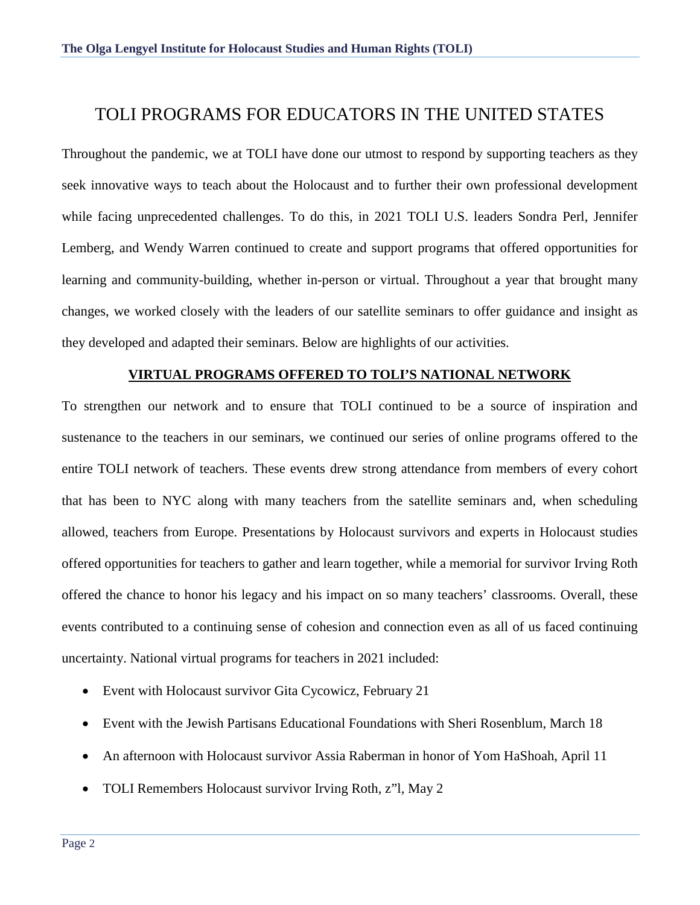# TOLI PROGRAMS FOR EDUCATORS IN THE UNITED STATES

Throughout the pandemic, we at TOLI have done our utmost to respond by supporting teachers as they seek innovative ways to teach about the Holocaust and to further their own professional development while facing unprecedented challenges. To do this, in 2021 TOLI U.S. leaders Sondra Perl, Jennifer Lemberg, and Wendy Warren continued to create and support programs that offered opportunities for learning and community-building, whether in-person or virtual. Throughout a year that brought many changes, we worked closely with the leaders of our satellite seminars to offer guidance and insight as they developed and adapted their seminars. Below are highlights of our activities.

## VIRTUAL PROGRAMS OFFERED TO TOLI'S NATIONAL NETWORK

To strengthen our network and to ensure that TOLI continued to be a source of inspiration and sustenance to the teachers in our seminars, we continued our series of online programs offered to the entire TOLI network of teachers. These events drew strong attendance from members of every cohort that has been to NYC along with many teachers from the satellite seminars and, when scheduling allowed, teachers from Europe. Presentations by Holocaust survivors and experts in Holocaust studies offered opportunities for teachers to gather and learn together, while a memorial for survivor Irving Roth offered the chance to honor his legacy and his impact on so many teachers' classrooms. Overall, these events contributed to a continuing sense of cohesion and connection even as all of us faced continuing uncertainty. National virtual programs for teachers in 2021 included:

- Event with Holocaust survivor Gita Cycowicz, February 21
- Event with the Jewish Partisans Educational Foundations with Sheri Rosenblum, March 18
- An afternoon with Holocaust survivor Assia Raberman in honor of Yom HaShoah, April 11
- TOLI Remembers Holocaust survivor Irving Roth, z"l, May 2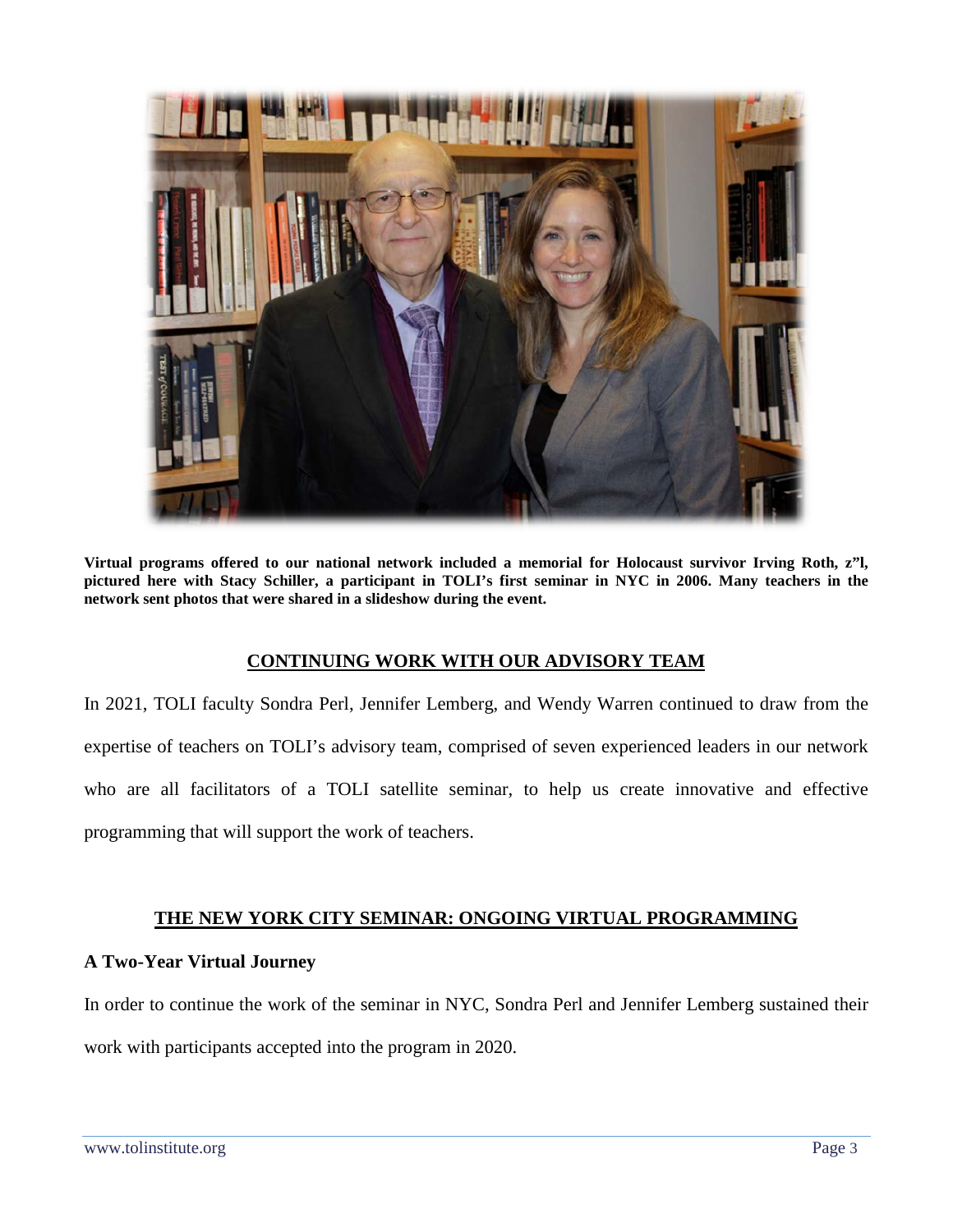**Virtual programs offered to our national network included a memorial for Holocaust survivor Irving Roth, z"l, pictured here with Stacy Schiller, a participant in TOLI's first seminar in NYC in 2006. Many teachers in the network sent photos that were shared in a slideshow during the event.**

## CONTINUING WORK WITH OUR ADVISORY TEAM

In 2021, TOLI faculty Sondra Perl, Jennifer Lemberg, and Wendy Warren continued to draw from the expertise of teachers on TOLI's advisory team, comprised of seven experienced leaders in our network who are all facilitators of a TOLI satellite seminar, to help us create innovative and effective programming that will support the work of teachers.

## THE NEW YORK CITY SEMINAR: ONGOING VIRTUAL PROGRAMMING

### A Two-Year Virtual Journey

In order to continue the work of the seminar in NYC, Sondra Perl and Jennifer Lemberg sustained their work with participants accepted into the program in 2020.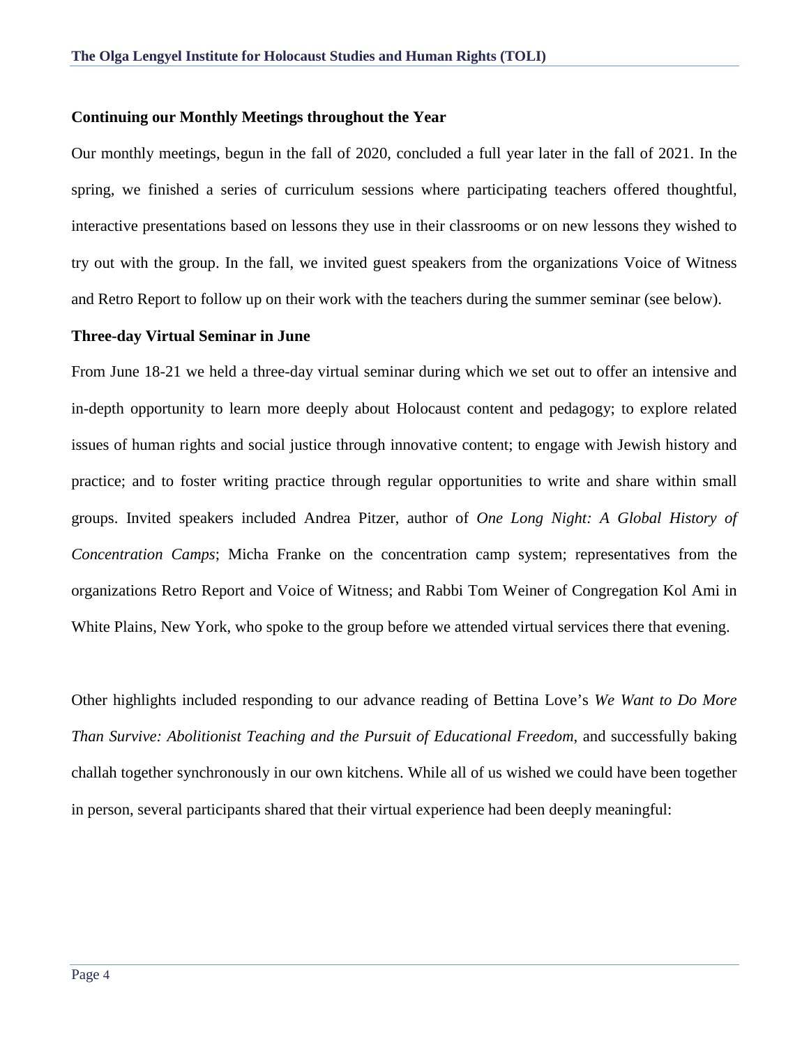### Continuing our Monthly Meetings throughout the Year

Our monthly meetings, begun in the fall of 2020, concluded a full year later in the fall of 2021. In the spring, we finished a series of curriculum sessions where participating teachers offered thoughtful, interactive presentations based on lessons they use in their classrooms or on new lessons they wished to try out with the group. In the fall, we invited guest speakers from the organizations Voice of Witness and Retro Report to follow up on their work with the teachers during the summer seminar (see below).

### Three-day Virtual Seminar in June

From June 18-21 we held a three-day virtual seminar during which we set out to offer an intensive and in-depth opportunity to learn more deeply about Holocaust content and pedagogy; to explore related issues of human rights and social justice through innovative content; to engage with Jewish history and practice; and to foster writing practice through regular opportunities to write and share within small groups. Invited speakers included Andrea Pitzer, author of *One Long Night: A Global History of Concentration Camps*; Micha Franke on the concentration camp system; representatives from the organizations Retro Report and Voice of Witness; and Rabbi Tom Weiner of Congregation Kol Ami in White Plains, New York, who spoke to the group before we attended virtual services there that evening.

Other highlights included responding to our advance reading of Bettina Love's *We Want to Do More Than Survive: Abolitionist Teaching and the Pursuit of Educational Freedom*, and successfully baking challah together synchronously in our own kitchens. While all of us wished we could have been together in person, several participants shared that their virtual experience had been deeply meaningful: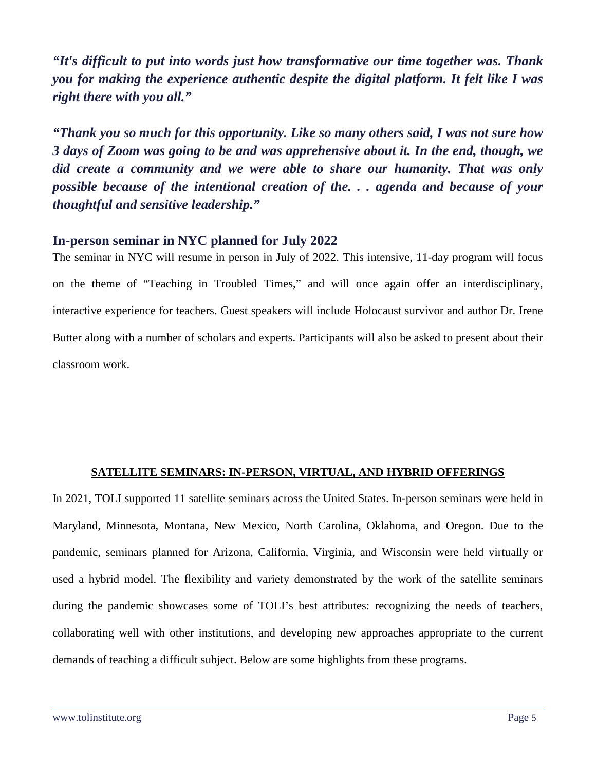***"It's difficult to put into words just how transformative our time together was. Thank you for making the experience authentic despite the digital platform. It felt like I was right there with you all."***

***"Thank you so much for this opportunity. Like so many others said, I was not sure how 3 days of Zoom was going to be and was apprehensive about it. In the end, though, we did create a community and we were able to share our humanity. That was only possible because of the intentional creation of the. . . agenda and because of your thoughtful and sensitive leadership."***

## In-person seminar in NYC planned for July 2022

The seminar in NYC will resume in person in July of 2022. This intensive, 11-day program will focus on the theme of "Teaching in Troubled Times," and will once again offer an interdisciplinary, interactive experience for teachers. Guest speakers will include Holocaust survivor and author Dr. Irene Butter along with a number of scholars and experts. Participants will also be asked to present about their classroom work.

## SATELLITE SEMINARS: IN-PERSON, VIRTUAL, AND HYBRID OFFERINGS

In 2021, TOLI supported 11 satellite seminars across the United States. In-person seminars were held in Maryland, Minnesota, Montana, New Mexico, North Carolina, Oklahoma, and Oregon. Due to the pandemic, seminars planned for Arizona, California, Virginia, and Wisconsin were held virtually or used a hybrid model. The flexibility and variety demonstrated by the work of the satellite seminars during the pandemic showcases some of TOLI's best attributes: recognizing the needs of teachers, collaborating well with other institutions, and developing new approaches appropriate to the current demands of teaching a difficult subject. Below are some highlights from these programs.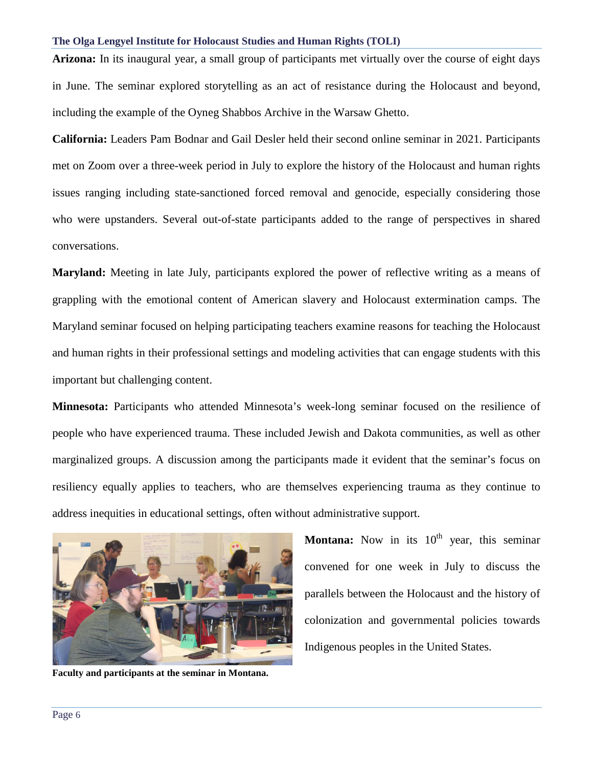**Arizona:** In its inaugural year, a small group of participants met virtually over the course of eight days in June. The seminar explored storytelling as an act of resistance during the Holocaust and beyond, including the example of the Oyneg Shabbos Archive in the Warsaw Ghetto.

**California:** Leaders Pam Bodnar and Gail Desler held their second online seminar in 2021. Participants met on Zoom over a three-week period in July to explore the history of the Holocaust and human rights issues ranging including state-sanctioned forced removal and genocide, especially considering those who were upstanders. Several out-of-state participants added to the range of perspectives in shared conversations.

**Maryland:** Meeting in late July, participants explored the power of reflective writing as a means of grappling with the emotional content of American slavery and Holocaust extermination camps. The Maryland seminar focused on helping participating teachers examine reasons for teaching the Holocaust and human rights in their professional settings and modeling activities that can engage students with this important but challenging content.

**Minnesota:** Participants who attended Minnesota's week-long seminar focused on the resilience of people who have experienced trauma. These included Jewish and Dakota communities, as well as other marginalized groups. A discussion among the participants made it evident that the seminar's focus on resiliency equally applies to teachers, who are themselves experiencing trauma as they continue to address inequities in educational settings, often without administrative support.

**Faculty and participants at the seminar in Montana.**

**Montana:** Now in its 10th year, this seminar convened for one week in July to discuss the parallels between the Holocaust and the history of colonization and governmental policies towards Indigenous peoples in the United States.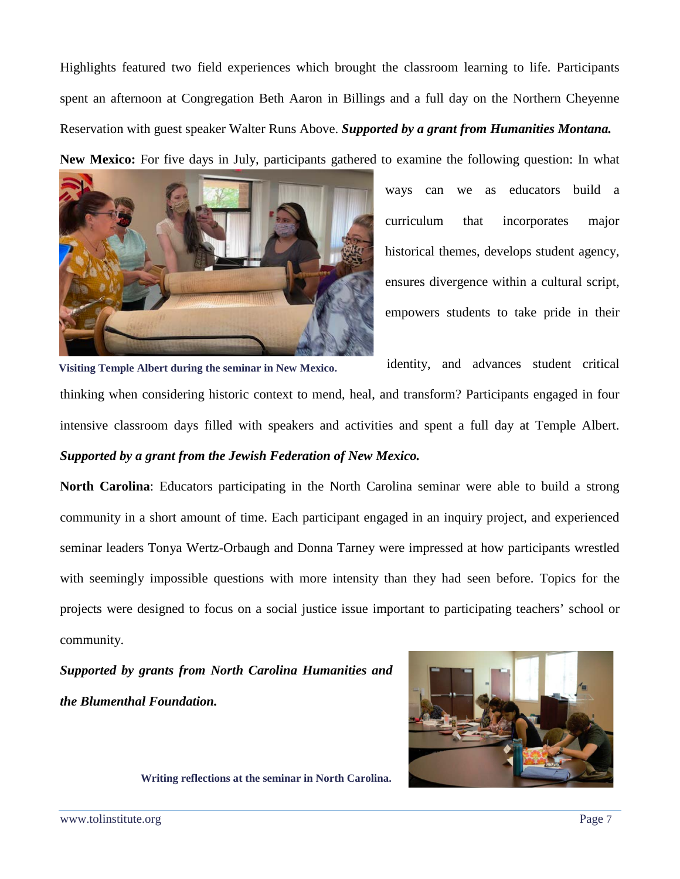Highlights featured two field experiences which brought the classroom learning to life. Participants spent an afternoon at Congregation Beth Aaron in Billings and a full day on the Northern Cheyenne Reservation with guest speaker Walter Runs Above. ***Supported by a grant from Humanities Montana.***

**New Mexico:** For five days in July, participants gathered to examine the following question: In what ways can we as educators build a curriculum that incorporates major historical themes, develops student agency, ensures divergence within a cultural script, empowers students to take pride in their identity, and advances student critical thinking when considering historic context to mend, heal, and transform? Participants engaged in four intensive classroom days filled with speakers and activities and spent a full day at Temple Albert. ***Supported by a grant from the Jewish Federation of New Mexico.***

**Visiting Temple Albert during the seminar in New Mexico.**

**North Carolina**: Educators participating in the North Carolina seminar were able to build a strong community in a short amount of time. Each participant engaged in an inquiry project, and experienced seminar leaders Tonya Wertz-Orbaugh and Donna Tarney were impressed at how participants wrestled with seemingly impossible questions with more intensity than they had seen before. Topics for the projects were designed to focus on a social justice issue important to participating teachers' school or community.

***Supported by grants from North Carolina Humanities and the Blumenthal Foundation.***

**Writing reflections at the seminar in North Carolina.**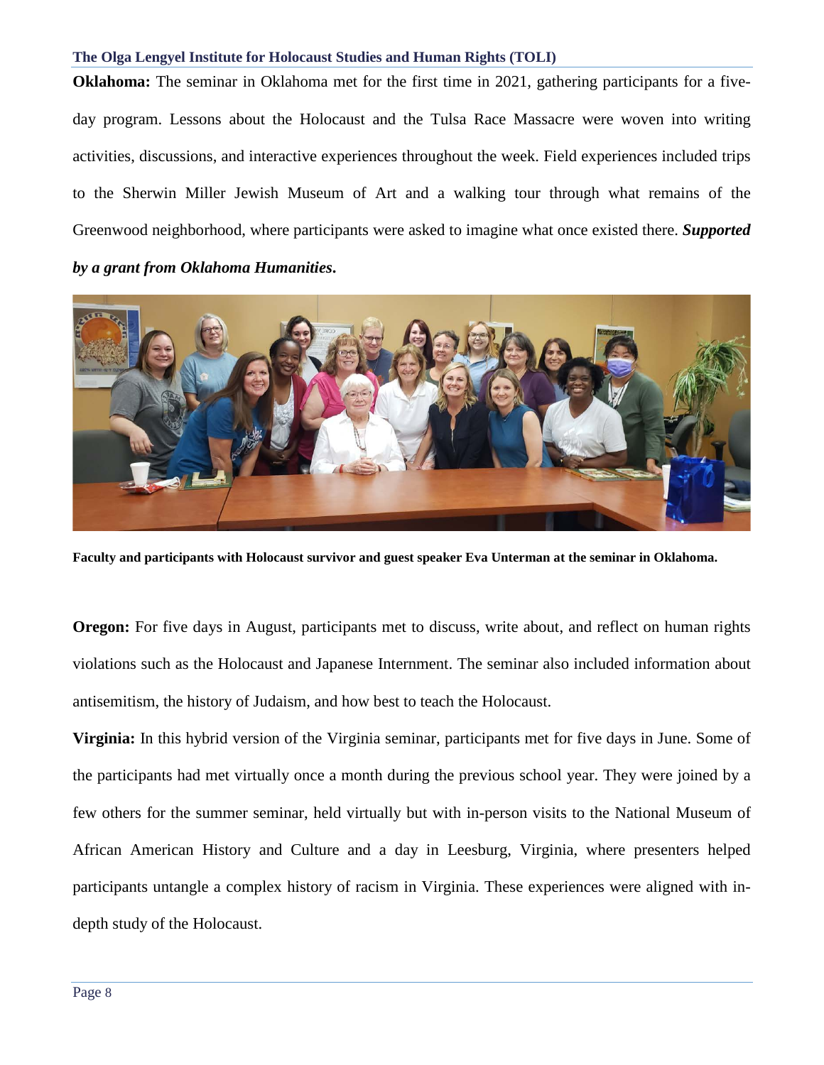**Oklahoma:** The seminar in Oklahoma met for the first time in 2021, gathering participants for a five-day program. Lessons about the Holocaust and the Tulsa Race Massacre were woven into writing activities, discussions, and interactive experiences throughout the week. Field experiences included trips to the Sherwin Miller Jewish Museum of Art and a walking tour through what remains of the Greenwood neighborhood, where participants were asked to imagine what once existed there. ***Supported by a grant from Oklahoma Humanities.***

**Faculty and participants with Holocaust survivor and guest speaker Eva Unterman at the seminar in Oklahoma.**

**Oregon:** For five days in August, participants met to discuss, write about, and reflect on human rights violations such as the Holocaust and Japanese Internment. The seminar also included information about antisemitism, the history of Judaism, and how best to teach the Holocaust.

**Virginia:** In this hybrid version of the Virginia seminar, participants met for five days in June. Some of the participants had met virtually once a month during the previous school year. They were joined by a few others for the summer seminar, held virtually but with in-person visits to the National Museum of African American History and Culture and a day in Leesburg, Virginia, where presenters helped participants untangle a complex history of racism in Virginia. These experiences were aligned with in-depth study of the Holocaust.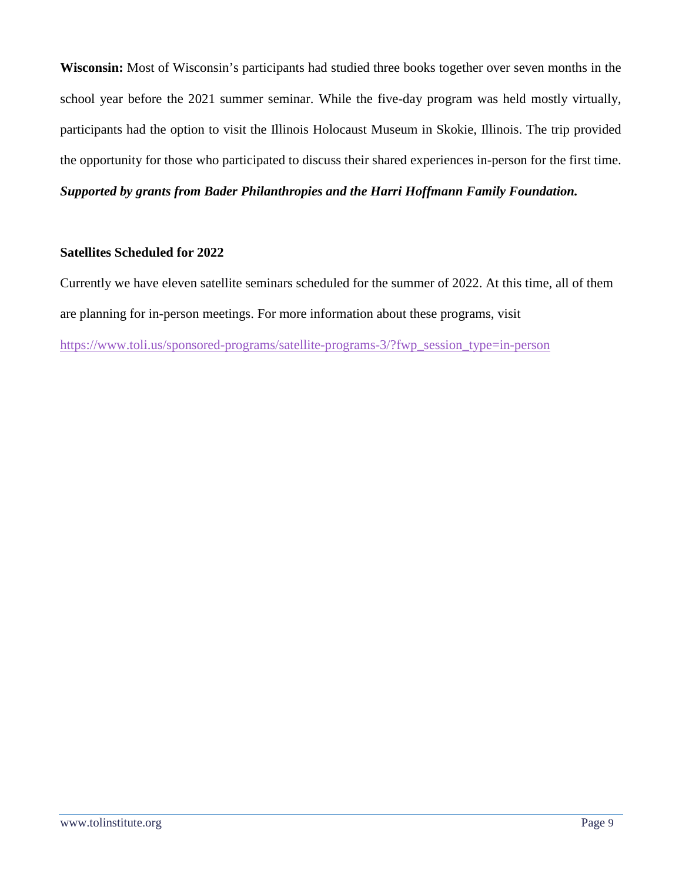**Wisconsin:** Most of Wisconsin's participants had studied three books together over seven months in the school year before the 2021 summer seminar. While the five-day program was held mostly virtually, participants had the option to visit the Illinois Holocaust Museum in Skokie, Illinois. The trip provided the opportunity for those who participated to discuss their shared experiences in-person for the first time. ***Supported by grants from Bader Philanthropies and the Harri Hoffmann Family Foundation.***

**Satellites Scheduled for 2022**

Currently we have eleven satellite seminars scheduled for the summer of 2022. At this time, all of them are planning for in-person meetings. For more information about these programs, visit https://www.toli.us/sponsored-programs/satellite-programs-3/?fwp_session_type=in-person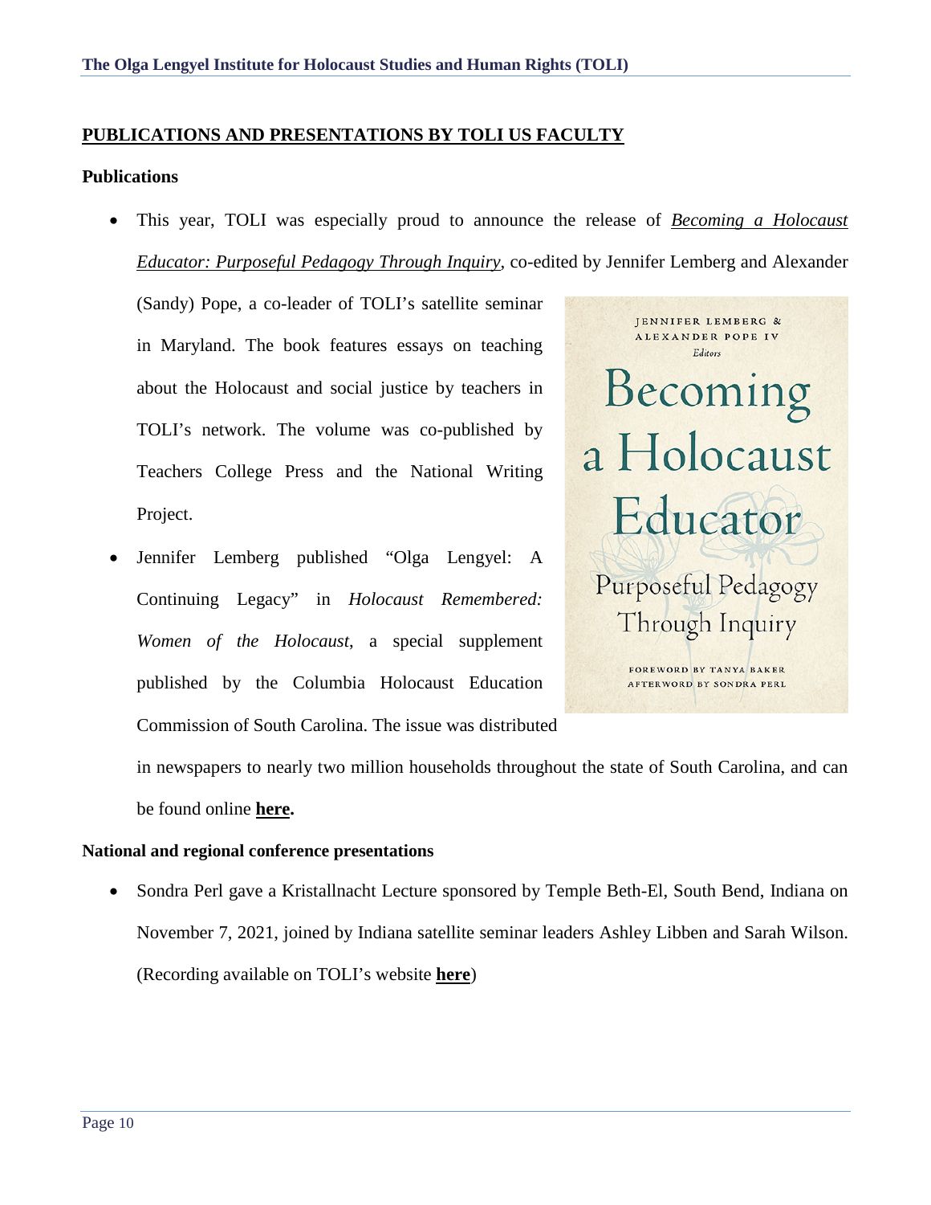## PUBLICATIONS AND PRESENTATIONS BY TOLI US FACULTY

### Publications

- This year, TOLI was especially proud to announce the release of ***Becoming a Holocaust Educator: Purposeful Pedagogy Through Inquiry***, co-edited by Jennifer Lemberg and Alexander (Sandy) Pope, a co-leader of TOLI's satellite seminar in Maryland. The book features essays on teaching about the Holocaust and social justice by teachers in TOLI's network. The volume was co-published by Teachers College Press and the National Writing Project.
- Jennifer Lemberg published "Olga Lengyel: A Continuing Legacy" in *Holocaust Remembered: Women of the Holocaust*, a special supplement published by the Columbia Holocaust Education Commission of South Carolina. The issue was distributed in newspapers to nearly two million households throughout the state of South Carolina, and can be found online **here.**

### National and regional conference presentations

- Sondra Perl gave a Kristallnacht Lecture sponsored by Temple Beth-El, South Bend, Indiana on November 7, 2021, joined by Indiana satellite seminar leaders Ashley Libben and Sarah Wilson. (Recording available on TOLI's website **here**)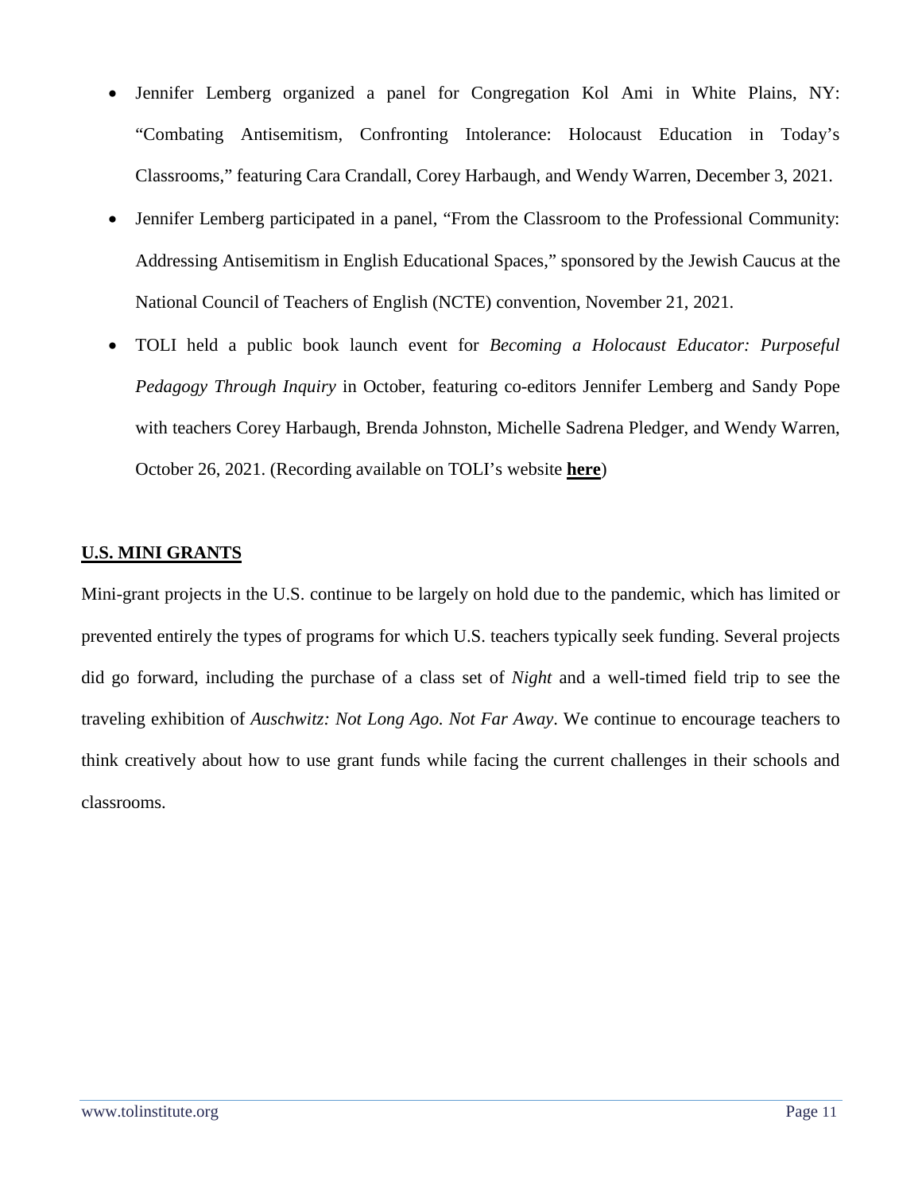- Jennifer Lemberg organized a panel for Congregation Kol Ami in White Plains, NY: "Combating Antisemitism, Confronting Intolerance: Holocaust Education in Today's Classrooms," featuring Cara Crandall, Corey Harbaugh, and Wendy Warren, December 3, 2021.
- Jennifer Lemberg participated in a panel, "From the Classroom to the Professional Community: Addressing Antisemitism in English Educational Spaces," sponsored by the Jewish Caucus at the National Council of Teachers of English (NCTE) convention, November 21, 2021.
- TOLI held a public book launch event for *Becoming a Holocaust Educator: Purposeful Pedagogy Through Inquiry* in October, featuring co-editors Jennifer Lemberg and Sandy Pope with teachers Corey Harbaugh, Brenda Johnston, Michelle Sadrena Pledger, and Wendy Warren, October 26, 2021. (Recording available on TOLI's website **here**)

## U.S. MINI GRANTS

Mini-grant projects in the U.S. continue to be largely on hold due to the pandemic, which has limited or prevented entirely the types of programs for which U.S. teachers typically seek funding. Several projects did go forward, including the purchase of a class set of *Night* and a well-timed field trip to see the traveling exhibition of *Auschwitz: Not Long Ago. Not Far Away*. We continue to encourage teachers to think creatively about how to use grant funds while facing the current challenges in their schools and classrooms.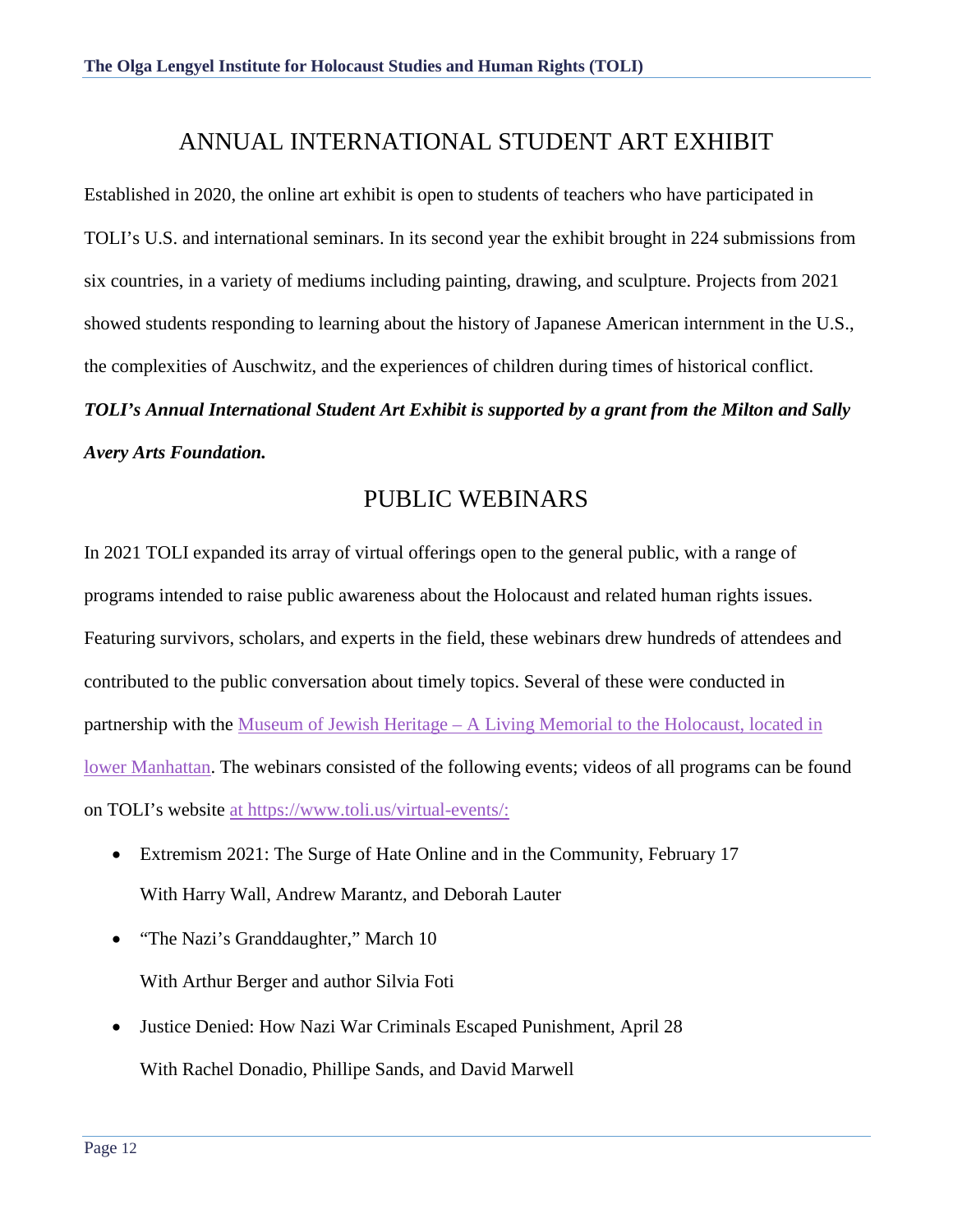## ANNUAL INTERNATIONAL STUDENT ART EXHIBIT

Established in 2020, the online art exhibit is open to students of teachers who have participated in TOLI's U.S. and international seminars. In its second year the exhibit brought in 224 submissions from six countries, in a variety of mediums including painting, drawing, and sculpture. Projects from 2021 showed students responding to learning about the history of Japanese American internment in the U.S., the complexities of Auschwitz, and the experiences of children during times of historical conflict.

***TOLI's Annual International Student Art Exhibit is supported by a grant from the Milton and Sally Avery Arts Foundation.***

## PUBLIC WEBINARS

In 2021 TOLI expanded its array of virtual offerings open to the general public, with a range of programs intended to raise public awareness about the Holocaust and related human rights issues. Featuring survivors, scholars, and experts in the field, these webinars drew hundreds of attendees and contributed to the public conversation about timely topics. Several of these were conducted in partnership with the Museum of Jewish Heritage – A Living Memorial to the Holocaust, located in lower Manhattan. The webinars consisted of the following events; videos of all programs can be found on TOLI's website at https://www.toli.us/virtual-events/:

- Extremism 2021: The Surge of Hate Online and in the Community, February 17
  With Harry Wall, Andrew Marantz, and Deborah Lauter
- "The Nazi's Granddaughter," March 10
  With Arthur Berger and author Silvia Foti
- Justice Denied: How Nazi War Criminals Escaped Punishment, April 28
  With Rachel Donadio, Phillipe Sands, and David Marwell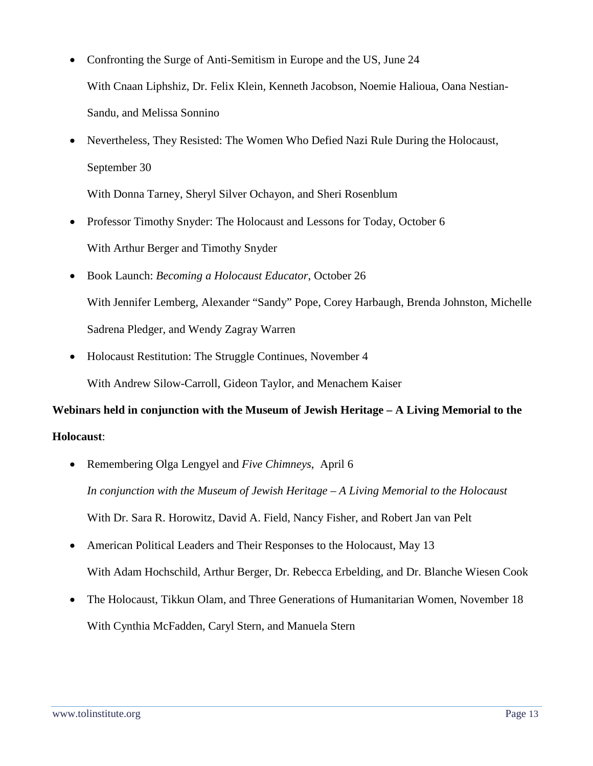- Confronting the Surge of Anti-Semitism in Europe and the US, June 24

  With Cnaan Liphshiz, Dr. Felix Klein, Kenneth Jacobson, Noemie Halioua, Oana Nestian-Sandu, and Melissa Sonnino

- Nevertheless, They Resisted: The Women Who Defied Nazi Rule During the Holocaust, September 30

  With Donna Tarney, Sheryl Silver Ochayon, and Sheri Rosenblum

- Professor Timothy Snyder: The Holocaust and Lessons for Today, October 6

  With Arthur Berger and Timothy Snyder

- Book Launch: *Becoming a Holocaust Educator*, October 26

  With Jennifer Lemberg, Alexander "Sandy" Pope, Corey Harbaugh, Brenda Johnston, Michelle Sadrena Pledger, and Wendy Zagray Warren

- Holocaust Restitution: The Struggle Continues, November 4

  With Andrew Silow-Carroll, Gideon Taylor, and Menachem Kaiser

**Webinars held in conjunction with the Museum of Jewish Heritage – A Living Memorial to the Holocaust**:

- Remembering Olga Lengyel and *Five Chimneys*, April 6

  *In conjunction with the Museum of Jewish Heritage – A Living Memorial to the Holocaust*

  With Dr. Sara R. Horowitz, David A. Field, Nancy Fisher, and Robert Jan van Pelt

- American Political Leaders and Their Responses to the Holocaust, May 13

  With Adam Hochschild, Arthur Berger, Dr. Rebecca Erbelding, and Dr. Blanche Wiesen Cook

- The Holocaust, Tikkun Olam, and Three Generations of Humanitarian Women, November 18

  With Cynthia McFadden, Caryl Stern, and Manuela Stern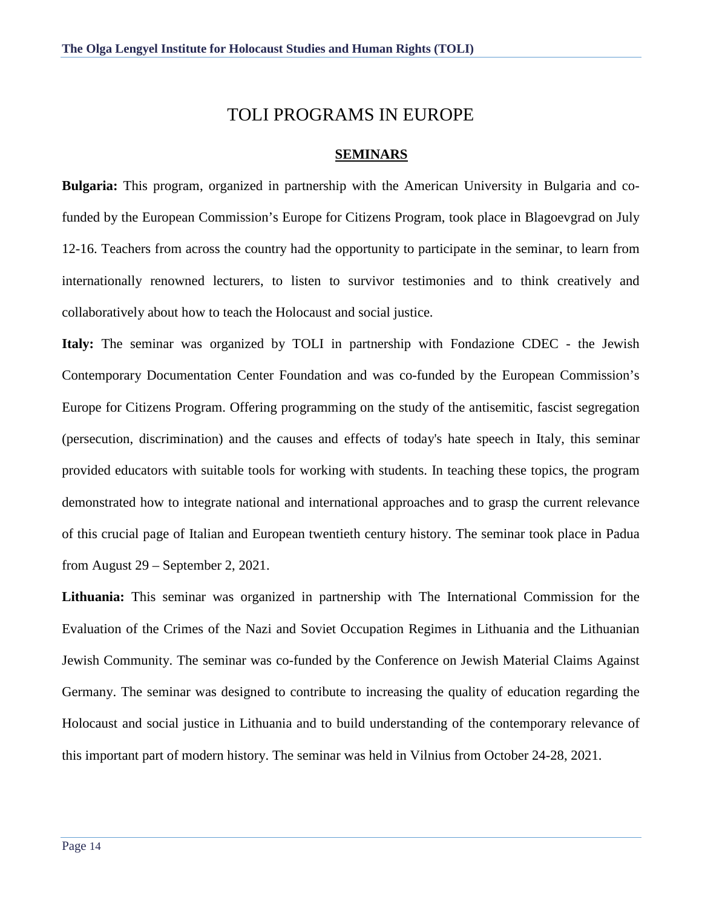# TOLI PROGRAMS IN EUROPE

## SEMINARS

**Bulgaria:** This program, organized in partnership with the American University in Bulgaria and co-funded by the European Commission's Europe for Citizens Program, took place in Blagoevgrad on July 12-16. Teachers from across the country had the opportunity to participate in the seminar, to learn from internationally renowned lecturers, to listen to survivor testimonies and to think creatively and collaboratively about how to teach the Holocaust and social justice.

**Italy:** The seminar was organized by TOLI in partnership with Fondazione CDEC - the Jewish Contemporary Documentation Center Foundation and was co-funded by the European Commission's Europe for Citizens Program. Offering programming on the study of the antisemitic, fascist segregation (persecution, discrimination) and the causes and effects of today's hate speech in Italy, this seminar provided educators with suitable tools for working with students. In teaching these topics, the program demonstrated how to integrate national and international approaches and to grasp the current relevance of this crucial page of Italian and European twentieth century history. The seminar took place in Padua from August 29 – September 2, 2021.

**Lithuania:** This seminar was organized in partnership with The International Commission for the Evaluation of the Crimes of the Nazi and Soviet Occupation Regimes in Lithuania and the Lithuanian Jewish Community. The seminar was co-funded by the Conference on Jewish Material Claims Against Germany. The seminar was designed to contribute to increasing the quality of education regarding the Holocaust and social justice in Lithuania and to build understanding of the contemporary relevance of this important part of modern history. The seminar was held in Vilnius from October 24-28, 2021.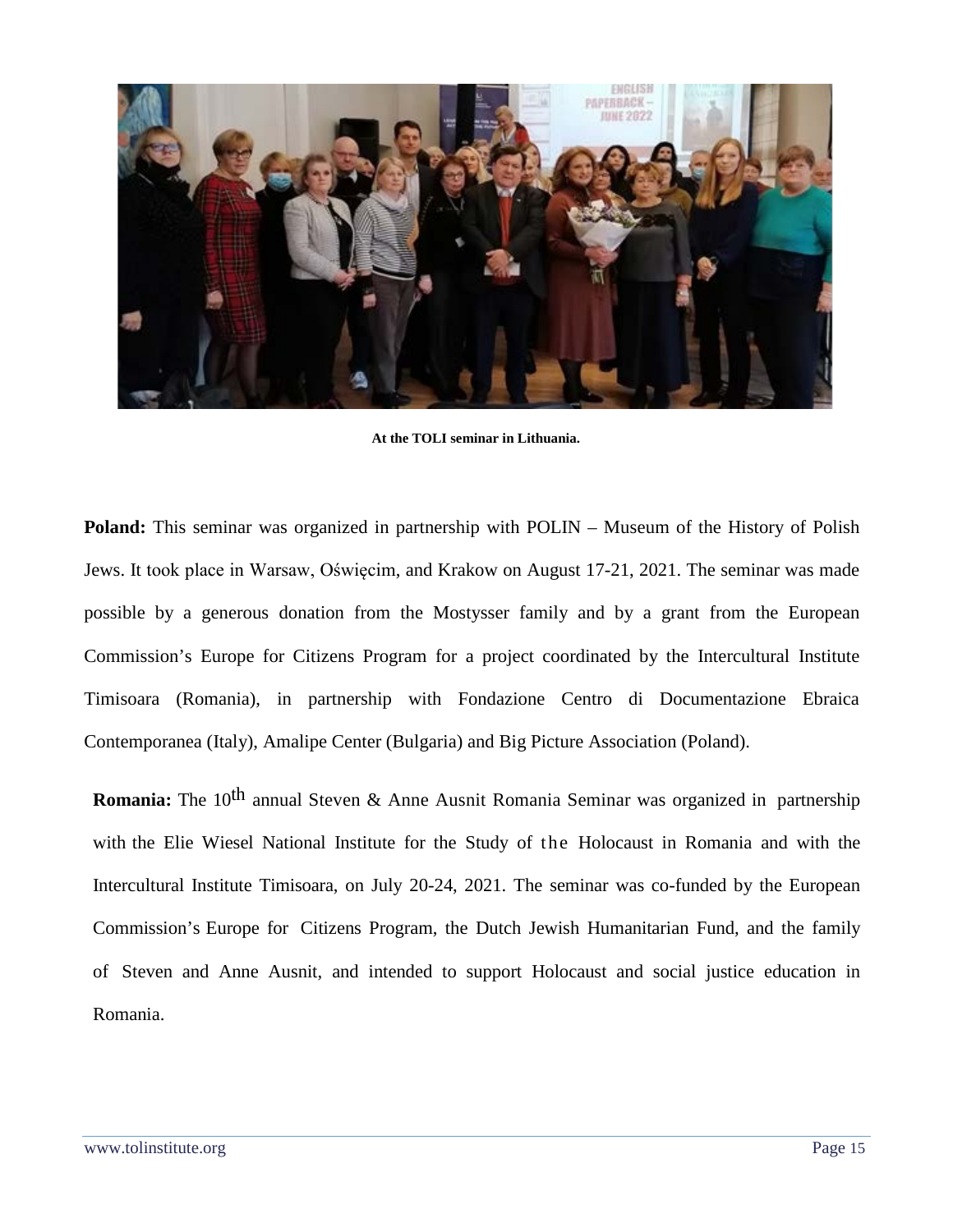**At the TOLI seminar in Lithuania.**

**Poland:** This seminar was organized in partnership with POLIN – Museum of the History of Polish Jews. It took place in Warsaw, Oświęcim, and Krakow on August 17-21, 2021. The seminar was made possible by a generous donation from the Mostysser family and by a grant from the European Commission's Europe for Citizens Program for a project coordinated by the Intercultural Institute Timisoara (Romania), in partnership with Fondazione Centro di Documentazione Ebraica Contemporanea (Italy), Amalipe Center (Bulgaria) and Big Picture Association (Poland).

**Romania:** The 10th annual Steven & Anne Ausnit Romania Seminar was organized in partnership with the Elie Wiesel National Institute for the Study of the Holocaust in Romania and with the Intercultural Institute Timisoara, on July 20-24, 2021. The seminar was co-funded by the European Commission's Europe for Citizens Program, the Dutch Jewish Humanitarian Fund, and the family of Steven and Anne Ausnit, and intended to support Holocaust and social justice education in Romania.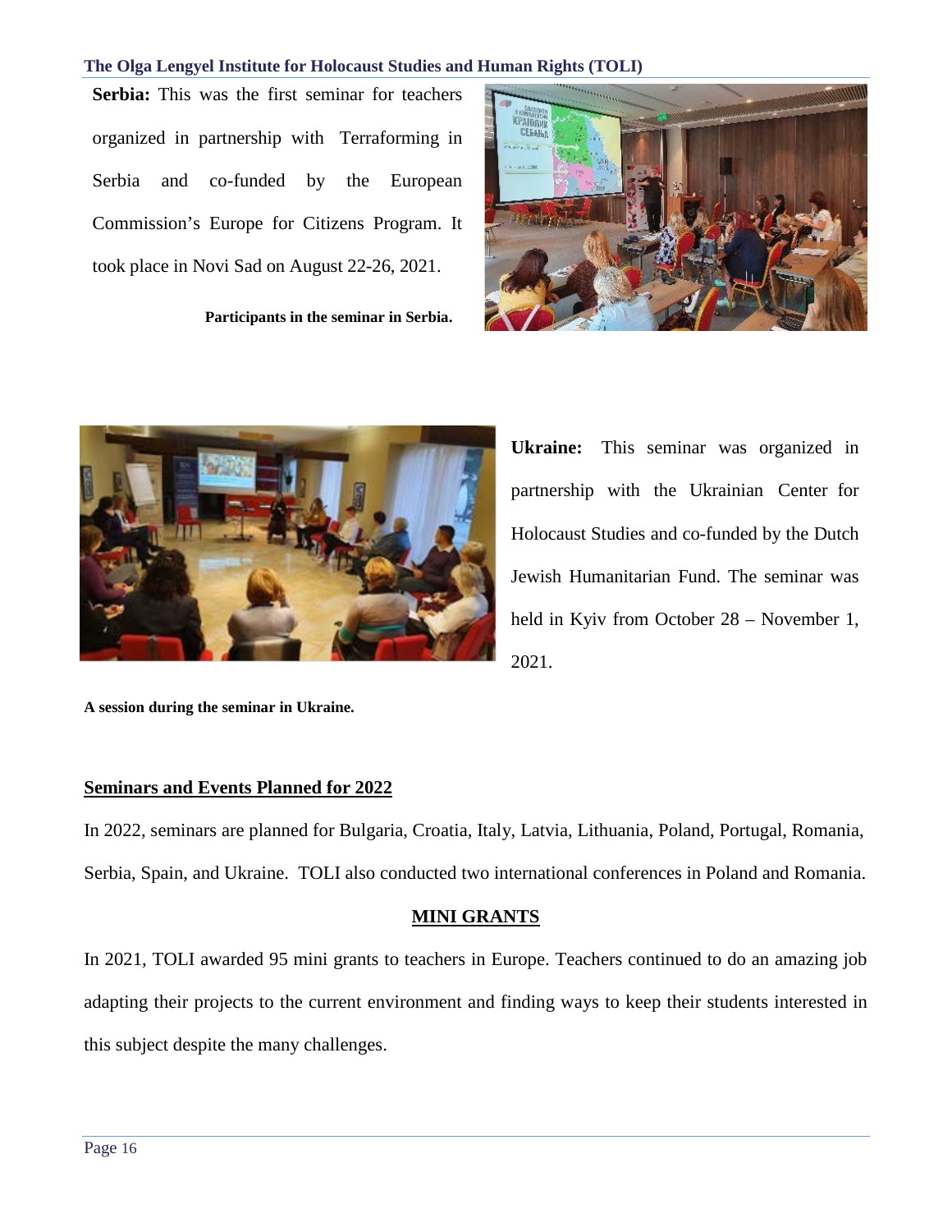**Serbia:** This was the first seminar for teachers organized in partnership with Terraforming in Serbia and co-funded by the European Commission's Europe for Citizens Program. It took place in Novi Sad on August 22-26, 2021.

**Participants in the seminar in Serbia.**

**Ukraine:** This seminar was organized in partnership with the Ukrainian Center for Holocaust Studies and co-funded by the Dutch Jewish Humanitarian Fund. The seminar was held in Kyiv from October 28 – November 1, 2021.

**A session during the seminar in Ukraine.**

## Seminars and Events Planned for 2022

In 2022, seminars are planned for Bulgaria, Croatia, Italy, Latvia, Lithuania, Poland, Portugal, Romania, Serbia, Spain, and Ukraine. TOLI also conducted two international conferences in Poland and Romania.

## MINI GRANTS

In 2021, TOLI awarded 95 mini grants to teachers in Europe. Teachers continued to do an amazing job adapting their projects to the current environment and finding ways to keep their students interested in this subject despite the many challenges.